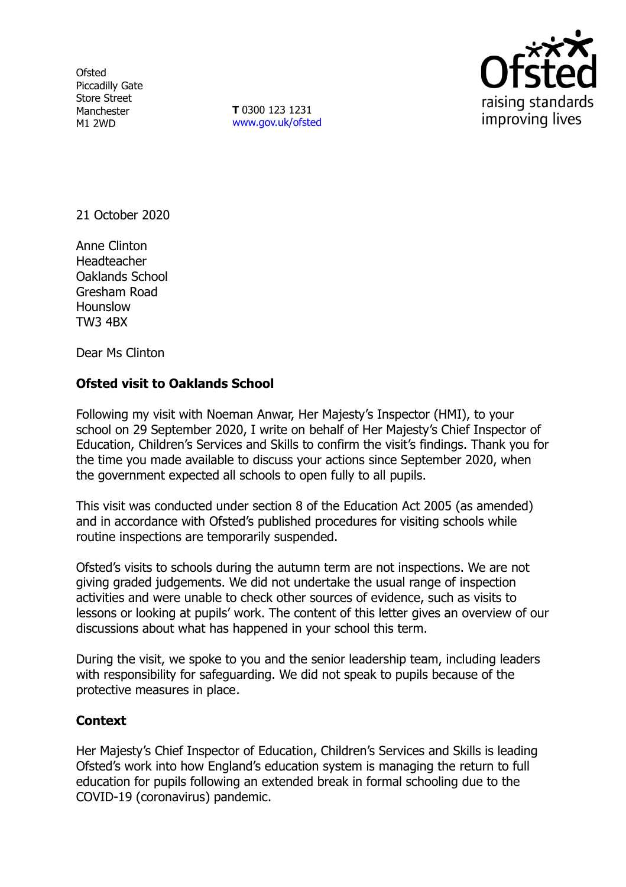Ofsted
Piccadilly Gate
Store Street
Manchester
M1 2WD

**T** 0300 123 1231
www.gov.uk/ofsted

21 October 2020

Anne Clinton
Headteacher
Oaklands School
Gresham Road
Hounslow
TW3 4BX

Dear Ms Clinton

**Ofsted visit to Oaklands School**

Following my visit with Noeman Anwar, Her Majesty's Inspector (HMI), to your school on 29 September 2020, I write on behalf of Her Majesty's Chief Inspector of Education, Children's Services and Skills to confirm the visit's findings. Thank you for the time you made available to discuss your actions since September 2020, when the government expected all schools to open fully to all pupils.

This visit was conducted under section 8 of the Education Act 2005 (as amended) and in accordance with Ofsted's published procedures for visiting schools while routine inspections are temporarily suspended.

Ofsted's visits to schools during the autumn term are not inspections. We are not giving graded judgements. We did not undertake the usual range of inspection activities and were unable to check other sources of evidence, such as visits to lessons or looking at pupils' work. The content of this letter gives an overview of our discussions about what has happened in your school this term.

During the visit, we spoke to you and the senior leadership team, including leaders with responsibility for safeguarding. We did not speak to pupils because of the protective measures in place.

**Context**

Her Majesty's Chief Inspector of Education, Children's Services and Skills is leading Ofsted's work into how England's education system is managing the return to full education for pupils following an extended break in formal schooling due to the COVID-19 (coronavirus) pandemic.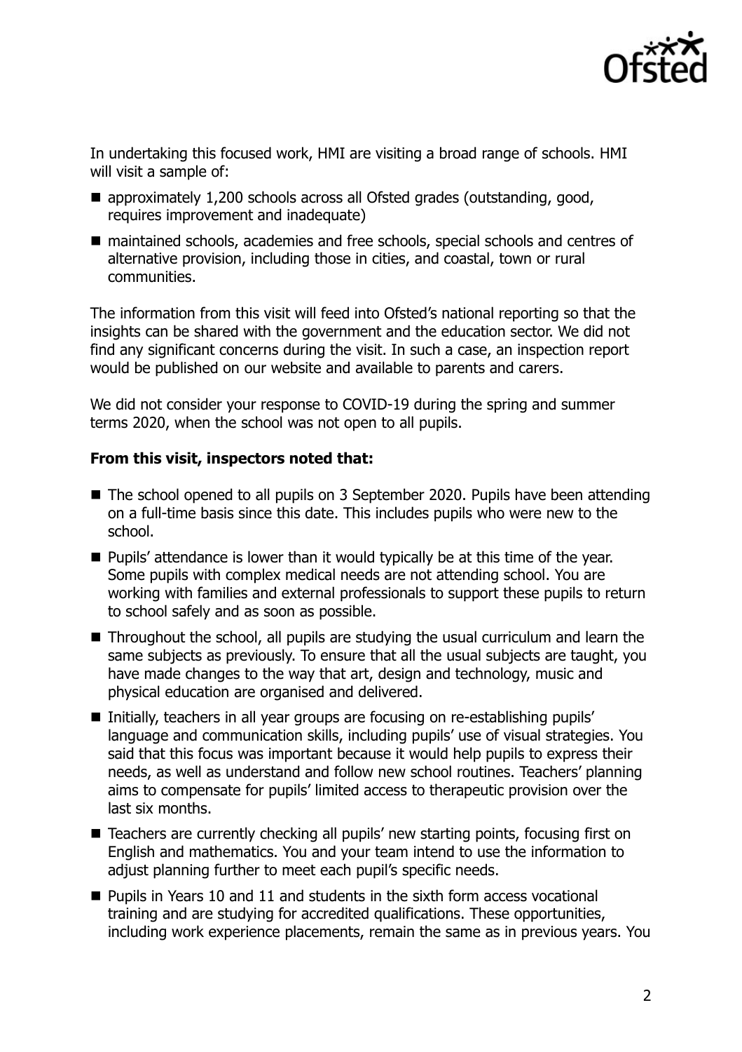In undertaking this focused work, HMI are visiting a broad range of schools. HMI will visit a sample of:

- approximately 1,200 schools across all Ofsted grades (outstanding, good, requires improvement and inadequate)
- maintained schools, academies and free schools, special schools and centres of alternative provision, including those in cities, and coastal, town or rural communities.

The information from this visit will feed into Ofsted's national reporting so that the insights can be shared with the government and the education sector. We did not find any significant concerns during the visit. In such a case, an inspection report would be published on our website and available to parents and carers.

We did not consider your response to COVID-19 during the spring and summer terms 2020, when the school was not open to all pupils.

**From this visit, inspectors noted that:**

- The school opened to all pupils on 3 September 2020. Pupils have been attending on a full-time basis since this date. This includes pupils who were new to the school.
- Pupils' attendance is lower than it would typically be at this time of the year. Some pupils with complex medical needs are not attending school. You are working with families and external professionals to support these pupils to return to school safely and as soon as possible.
- Throughout the school, all pupils are studying the usual curriculum and learn the same subjects as previously. To ensure that all the usual subjects are taught, you have made changes to the way that art, design and technology, music and physical education are organised and delivered.
- Initially, teachers in all year groups are focusing on re-establishing pupils' language and communication skills, including pupils' use of visual strategies. You said that this focus was important because it would help pupils to express their needs, as well as understand and follow new school routines. Teachers' planning aims to compensate for pupils' limited access to therapeutic provision over the last six months.
- Teachers are currently checking all pupils' new starting points, focusing first on English and mathematics. You and your team intend to use the information to adjust planning further to meet each pupil's specific needs.
- Pupils in Years 10 and 11 and students in the sixth form access vocational training and are studying for accredited qualifications. These opportunities, including work experience placements, remain the same as in previous years. You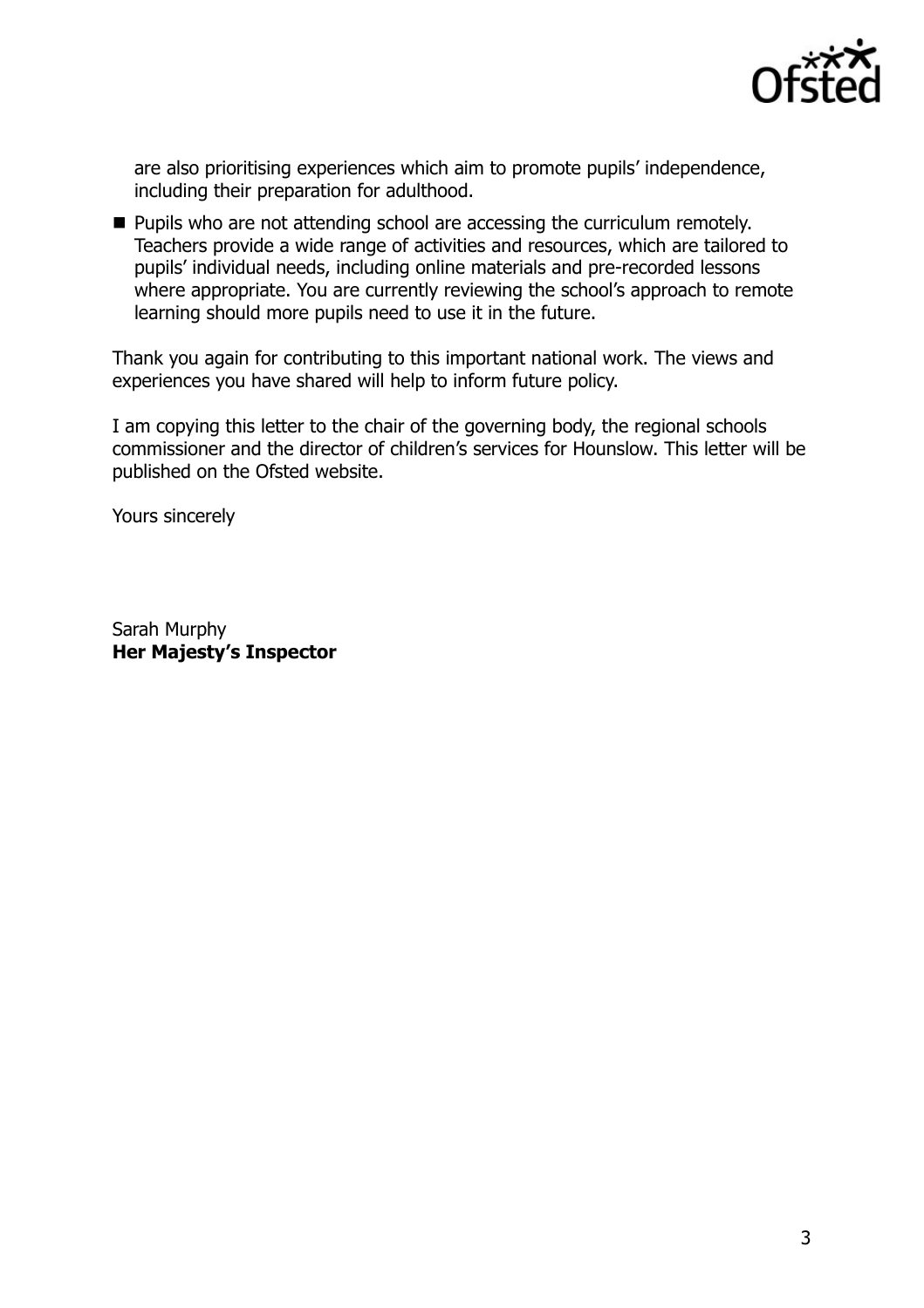are also prioritising experiences which aim to promote pupils' independence, including their preparation for adulthood.

- Pupils who are not attending school are accessing the curriculum remotely. Teachers provide a wide range of activities and resources, which are tailored to pupils' individual needs, including online materials and pre-recorded lessons where appropriate. You are currently reviewing the school's approach to remote learning should more pupils need to use it in the future.

Thank you again for contributing to this important national work. The views and experiences you have shared will help to inform future policy.

I am copying this letter to the chair of the governing body, the regional schools commissioner and the director of children's services for Hounslow. This letter will be published on the Ofsted website.

Yours sincerely

Sarah Murphy
**Her Majesty's Inspector**